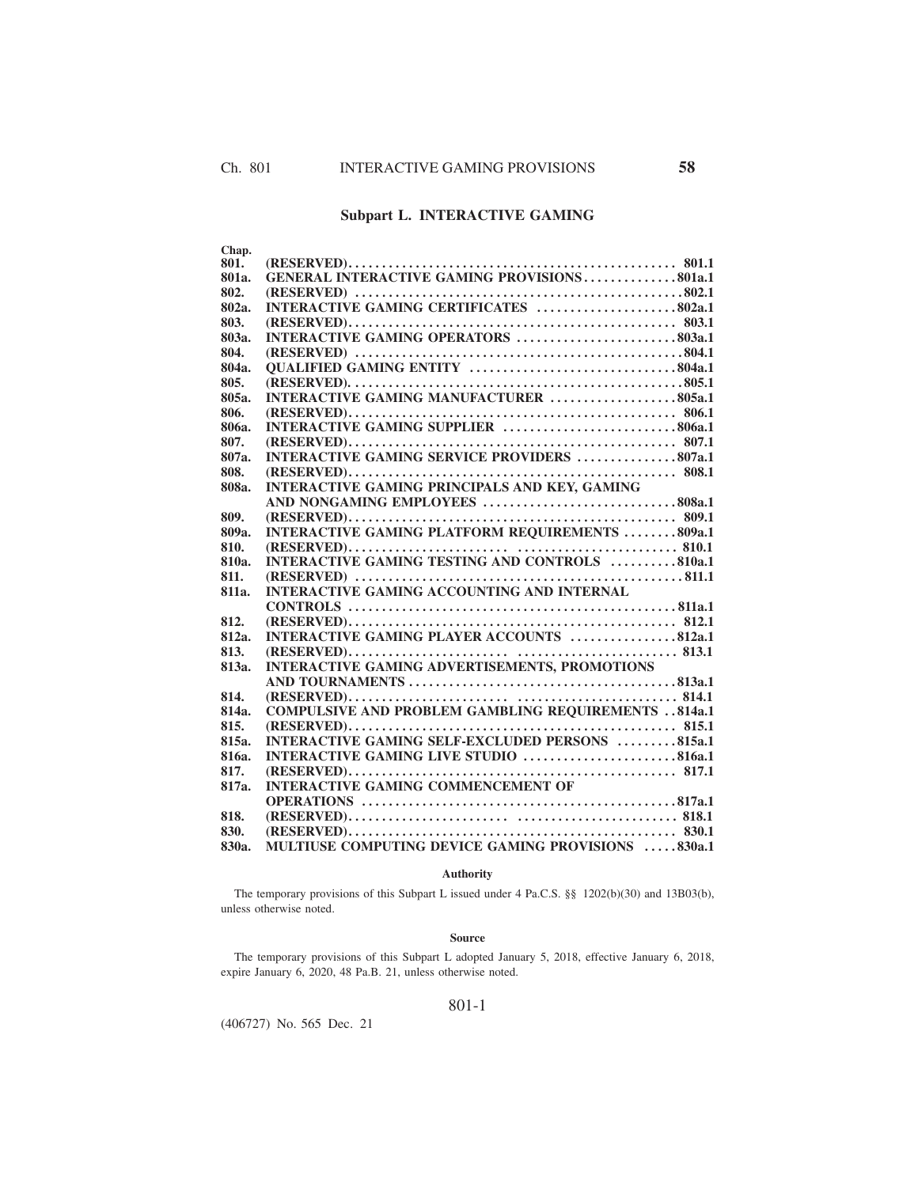## Subpart L. INTERACTIVE GAMING

| Chap. | | |
|---|---|---|
| 801. | (RESERVED) | 801.1 |
| 801a. | GENERAL INTERACTIVE GAMING PROVISIONS | 801a.1 |
| 802. | (RESERVED) | 802.1 |
| 802a. | INTERACTIVE GAMING CERTIFICATES | 802a.1 |
| 803. | (RESERVED) | 803.1 |
| 803a. | INTERACTIVE GAMING OPERATORS | 803a.1 |
| 804. | (RESERVED) | 804.1 |
| 804a. | QUALIFIED GAMING ENTITY | 804a.1 |
| 805. | (RESERVED) | 805.1 |
| 805a. | INTERACTIVE GAMING MANUFACTURER | 805a.1 |
| 806. | (RESERVED) | 806.1 |
| 806a. | INTERACTIVE GAMING SUPPLIER | 806a.1 |
| 807. | (RESERVED) | 807.1 |
| 807a. | INTERACTIVE GAMING SERVICE PROVIDERS | 807a.1 |
| 808. | (RESERVED) | 808.1 |
| 808a. | INTERACTIVE GAMING PRINCIPALS AND KEY, GAMING AND NONGAMING EMPLOYEES | 808a.1 |
| 809. | (RESERVED) | 809.1 |
| 809a. | INTERACTIVE GAMING PLATFORM REQUIREMENTS | 809a.1 |
| 810. | (RESERVED) | 810.1 |
| 810a. | INTERACTIVE GAMING TESTING AND CONTROLS | 810a.1 |
| 811. | (RESERVED) | 811.1 |
| 811a. | INTERACTIVE GAMING ACCOUNTING AND INTERNAL CONTROLS | 811a.1 |
| 812. | (RESERVED) | 812.1 |
| 812a. | INTERACTIVE GAMING PLAYER ACCOUNTS | 812a.1 |
| 813. | (RESERVED) | 813.1 |
| 813a. | INTERACTIVE GAMING ADVERTISEMENTS, PROMOTIONS AND TOURNAMENTS | 813a.1 |
| 814. | (RESERVED) | 814.1 |
| 814a. | COMPULSIVE AND PROBLEM GAMBLING REQUIREMENTS | 814a.1 |
| 815. | (RESERVED) | 815.1 |
| 815a. | INTERACTIVE GAMING SELF-EXCLUDED PERSONS | 815a.1 |
| 816a. | INTERACTIVE GAMING LIVE STUDIO | 816a.1 |
| 817. | (RESERVED) | 817.1 |
| 817a. | INTERACTIVE GAMING COMMENCEMENT OF OPERATIONS | 817a.1 |
| 818. | (RESERVED) | 818.1 |
| 830. | (RESERVED) | 830.1 |
| 830a. | MULTIUSE COMPUTING DEVICE GAMING PROVISIONS | 830a.1 |

#### Authority

The temporary provisions of this Subpart L issued under 4 Pa.C.S. §§ 1202(b)(30) and 13B03(b), unless otherwise noted.

#### Source

The temporary provisions of this Subpart L adopted January 5, 2018, effective January 6, 2018, expire January 6, 2020, 48 Pa.B. 21, unless otherwise noted.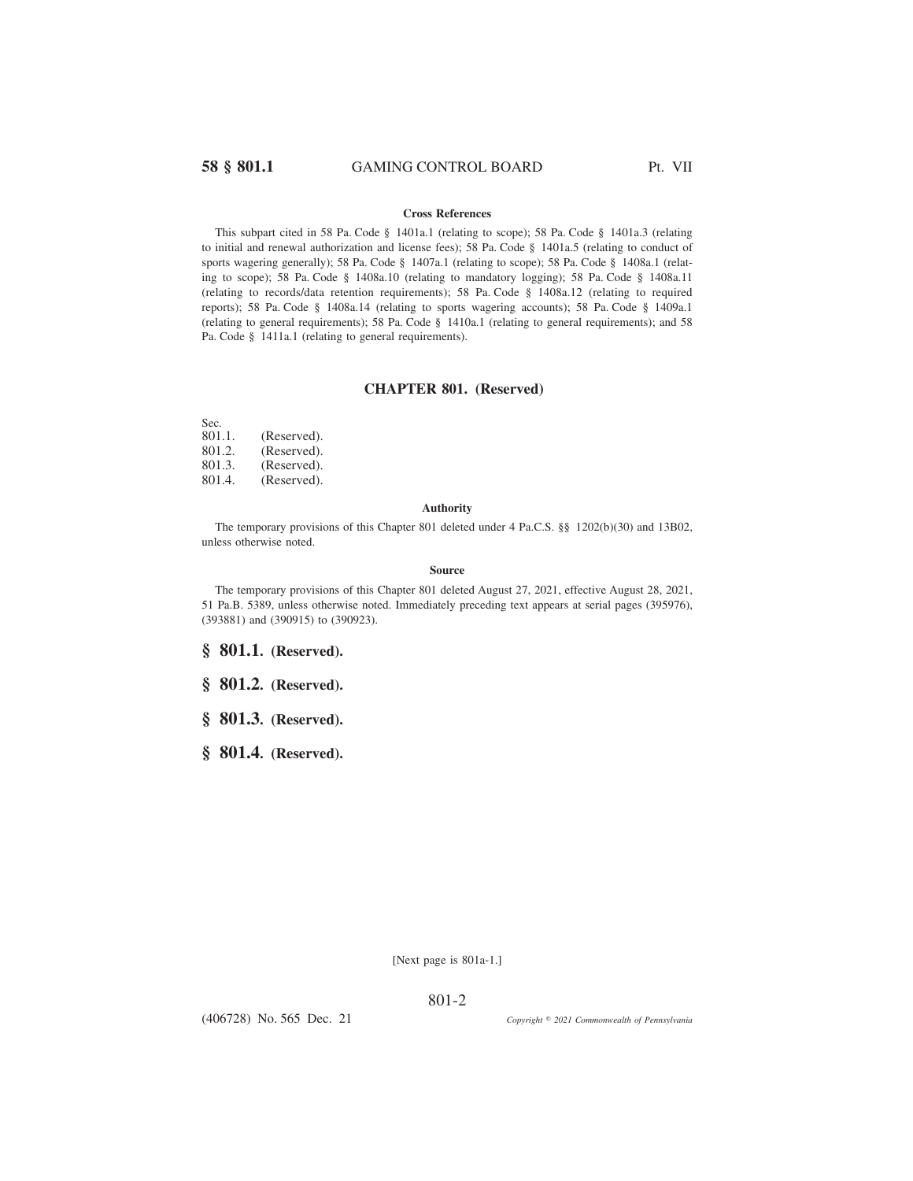#### Cross References

This subpart cited in 58 Pa. Code § 1401a.1 (relating to scope); 58 Pa. Code § 1401a.3 (relating to initial and renewal authorization and license fees); 58 Pa. Code § 1401a.5 (relating to conduct of sports wagering generally); 58 Pa. Code § 1407a.1 (relating to scope); 58 Pa. Code § 1408a.1 (relating to scope); 58 Pa. Code § 1408a.10 (relating to mandatory logging); 58 Pa. Code § 1408a.11 (relating to records/data retention requirements); 58 Pa. Code § 1408a.12 (relating to required reports); 58 Pa. Code § 1408a.14 (relating to sports wagering accounts); 58 Pa. Code § 1409a.1 (relating to general requirements); 58 Pa. Code § 1410a.1 (relating to general requirements); and 58 Pa. Code § 1411a.1 (relating to general requirements).

## CHAPTER 801. (Reserved)

| Sec. | |
|---|---|
| 801.1. | (Reserved). |
| 801.2. | (Reserved). |
| 801.3. | (Reserved). |
| 801.4. | (Reserved). |

#### Authority

The temporary provisions of this Chapter 801 deleted under 4 Pa.C.S. §§ 1202(b)(30) and 13B02, unless otherwise noted.

#### Source

The temporary provisions of this Chapter 801 deleted August 27, 2021, effective August 28, 2021, 51 Pa.B. 5389, unless otherwise noted. Immediately preceding text appears at serial pages (395976), (393881) and (390915) to (390923).

### § 801.1. (Reserved).

### § 801.2. (Reserved).

### § 801.3. (Reserved).

### § 801.4. (Reserved).

[Next page is 801a-1.]